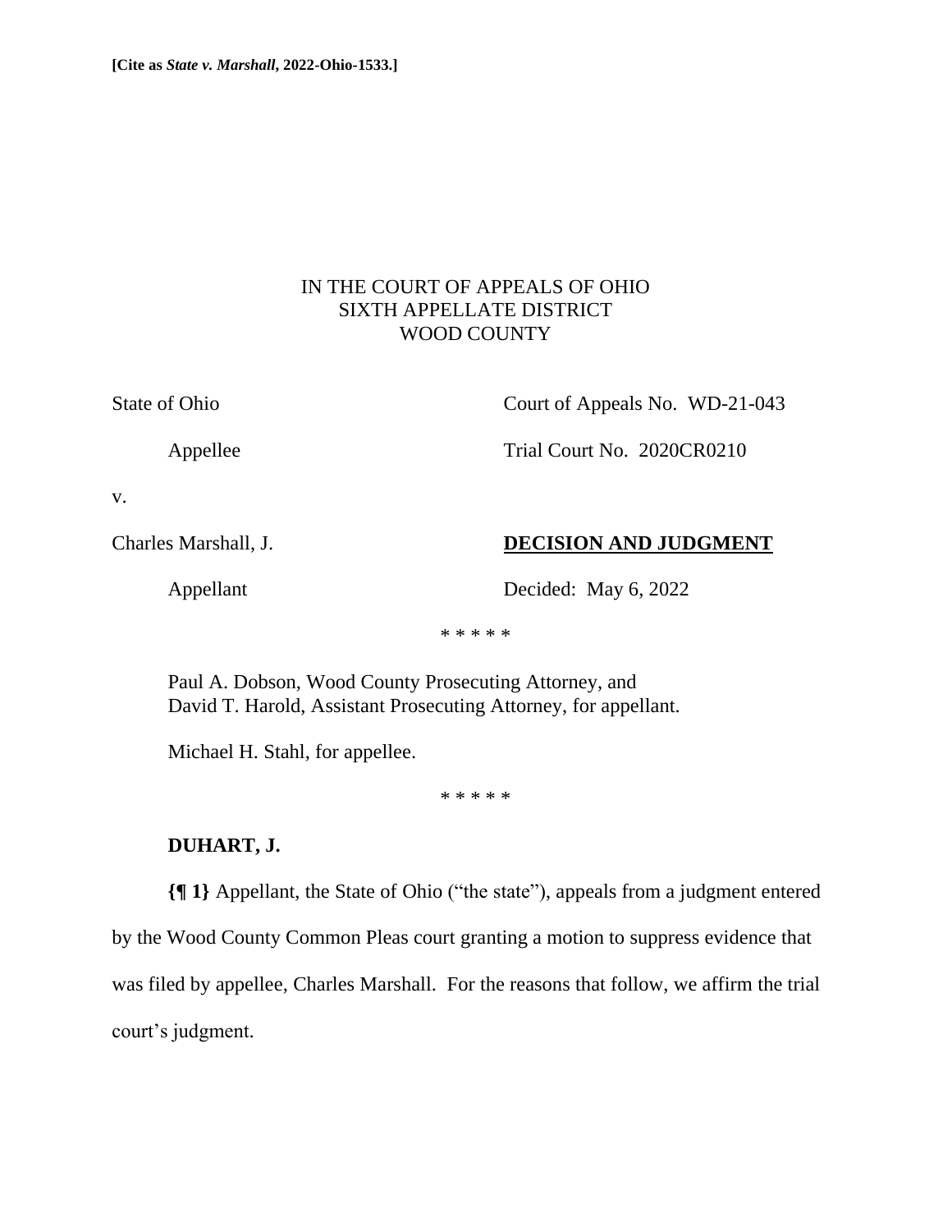**[Cite as *State v. Marshall*, 2022-Ohio-1533.]**

IN THE COURT OF APPEALS OF OHIO
SIXTH APPELLATE DISTRICT
WOOD COUNTY

State of Ohio

Appellee

v.

Charles Marshall, J.

Appellant

Court of Appeals No. WD-21-043

Trial Court No. 2020CR0210

**DECISION AND JUDGMENT**

Decided: May 6, 2022

\* \* \* \* \*

Paul A. Dobson, Wood County Prosecuting Attorney, and
David T. Harold, Assistant Prosecuting Attorney, for appellant.

Michael H. Stahl, for appellee.

\* \* \* \* \*

**DUHART, J.**

**{¶ 1}** Appellant, the State of Ohio ("the state"), appeals from a judgment entered by the Wood County Common Pleas court granting a motion to suppress evidence that was filed by appellee, Charles Marshall. For the reasons that follow, we affirm the trial court's judgment.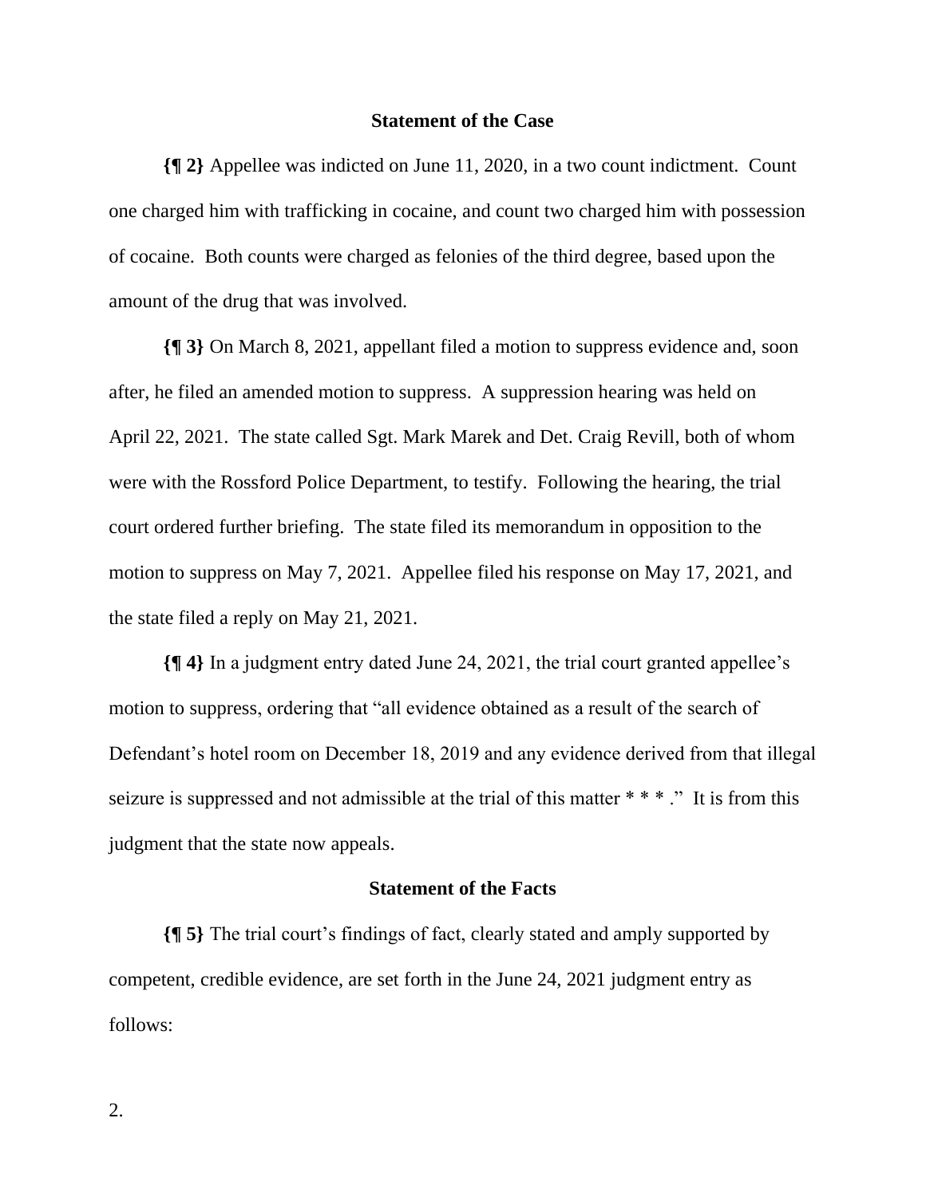### Statement of the Case

**{¶ 2}** Appellee was indicted on June 11, 2020, in a two count indictment. Count one charged him with trafficking in cocaine, and count two charged him with possession of cocaine. Both counts were charged as felonies of the third degree, based upon the amount of the drug that was involved.

**{¶ 3}** On March 8, 2021, appellant filed a motion to suppress evidence and, soon after, he filed an amended motion to suppress. A suppression hearing was held on April 22, 2021. The state called Sgt. Mark Marek and Det. Craig Revill, both of whom were with the Rossford Police Department, to testify. Following the hearing, the trial court ordered further briefing. The state filed its memorandum in opposition to the motion to suppress on May 7, 2021. Appellee filed his response on May 17, 2021, and the state filed a reply on May 21, 2021.

**{¶ 4}** In a judgment entry dated June 24, 2021, the trial court granted appellee's motion to suppress, ordering that "all evidence obtained as a result of the search of Defendant's hotel room on December 18, 2019 and any evidence derived from that illegal seizure is suppressed and not admissible at the trial of this matter * * * ." It is from this judgment that the state now appeals.

### Statement of the Facts

**{¶ 5}** The trial court's findings of fact, clearly stated and amply supported by competent, credible evidence, are set forth in the June 24, 2021 judgment entry as follows: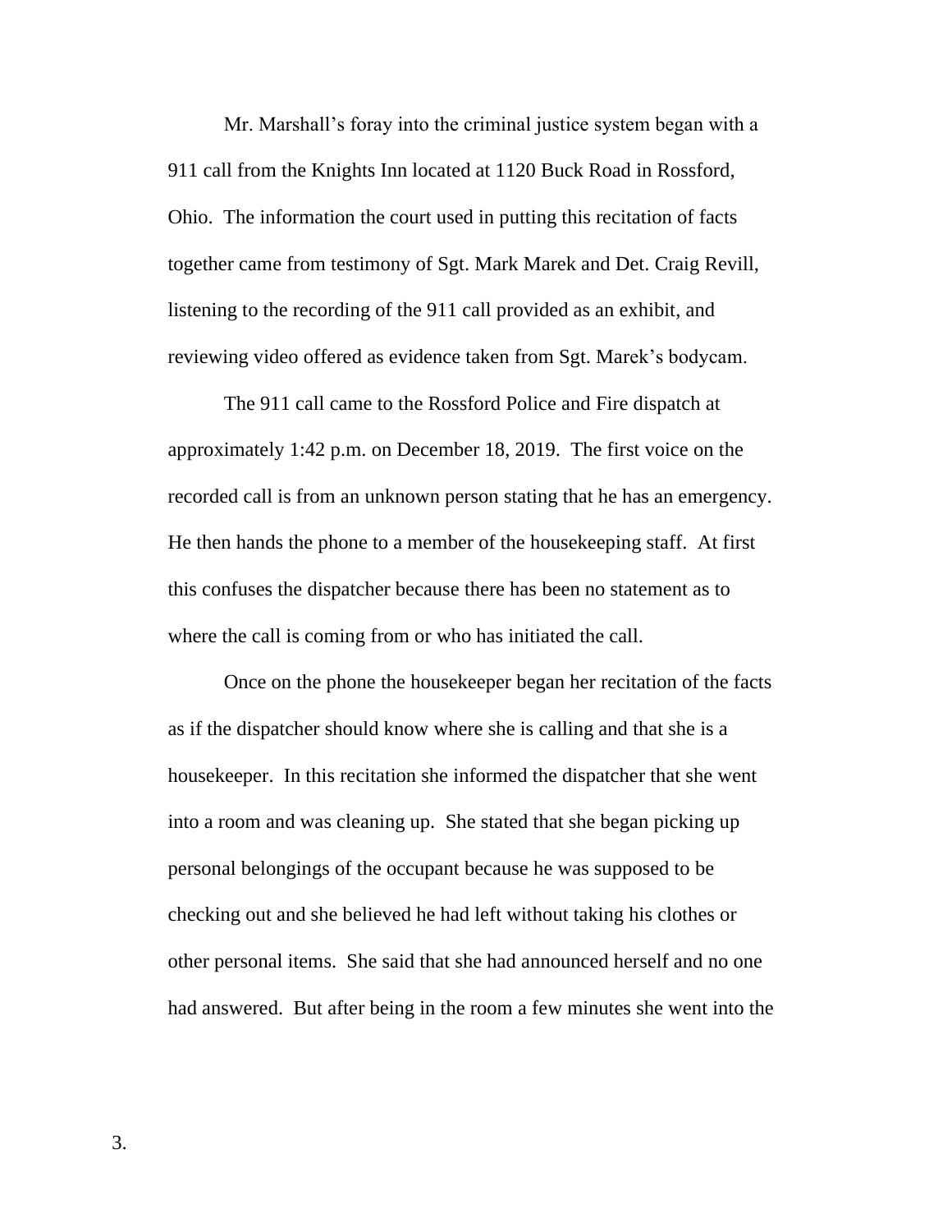Mr. Marshall's foray into the criminal justice system began with a 911 call from the Knights Inn located at 1120 Buck Road in Rossford, Ohio. The information the court used in putting this recitation of facts together came from testimony of Sgt. Mark Marek and Det. Craig Revill, listening to the recording of the 911 call provided as an exhibit, and reviewing video offered as evidence taken from Sgt. Marek's bodycam.

The 911 call came to the Rossford Police and Fire dispatch at approximately 1:42 p.m. on December 18, 2019. The first voice on the recorded call is from an unknown person stating that he has an emergency. He then hands the phone to a member of the housekeeping staff. At first this confuses the dispatcher because there has been no statement as to where the call is coming from or who has initiated the call.

Once on the phone the housekeeper began her recitation of the facts as if the dispatcher should know where she is calling and that she is a housekeeper. In this recitation she informed the dispatcher that she went into a room and was cleaning up. She stated that she began picking up personal belongings of the occupant because he was supposed to be checking out and she believed he had left without taking his clothes or other personal items. She said that she had announced herself and no one had answered. But after being in the room a few minutes she went into the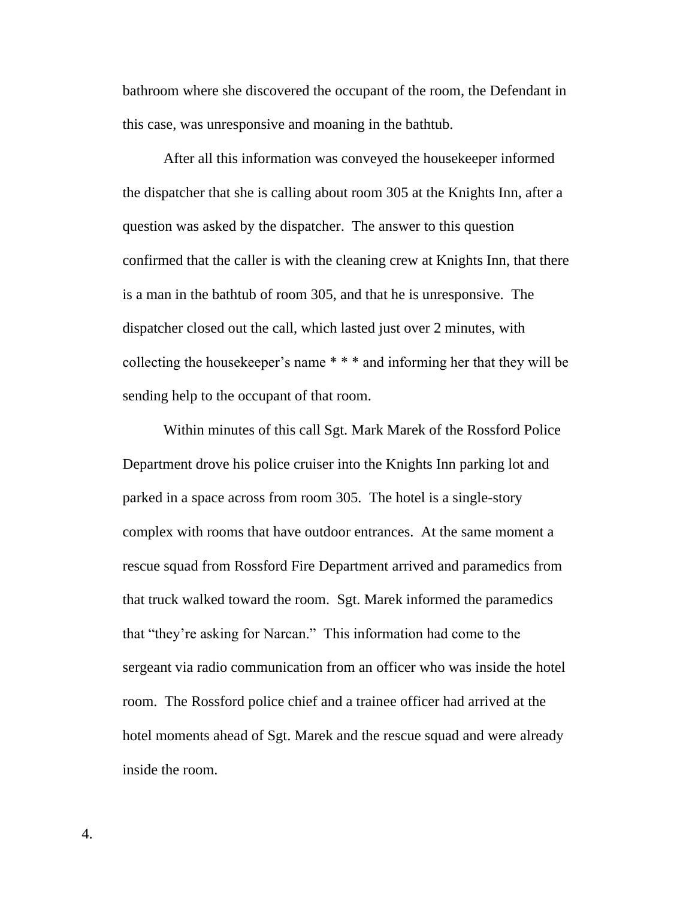bathroom where she discovered the occupant of the room, the Defendant in this case, was unresponsive and moaning in the bathtub.

After all this information was conveyed the housekeeper informed the dispatcher that she is calling about room 305 at the Knights Inn, after a question was asked by the dispatcher. The answer to this question confirmed that the caller is with the cleaning crew at Knights Inn, that there is a man in the bathtub of room 305, and that he is unresponsive. The dispatcher closed out the call, which lasted just over 2 minutes, with collecting the housekeeper's name * * * and informing her that they will be sending help to the occupant of that room.

Within minutes of this call Sgt. Mark Marek of the Rossford Police Department drove his police cruiser into the Knights Inn parking lot and parked in a space across from room 305. The hotel is a single-story complex with rooms that have outdoor entrances. At the same moment a rescue squad from Rossford Fire Department arrived and paramedics from that truck walked toward the room. Sgt. Marek informed the paramedics that "they're asking for Narcan." This information had come to the sergeant via radio communication from an officer who was inside the hotel room. The Rossford police chief and a trainee officer had arrived at the hotel moments ahead of Sgt. Marek and the rescue squad and were already inside the room.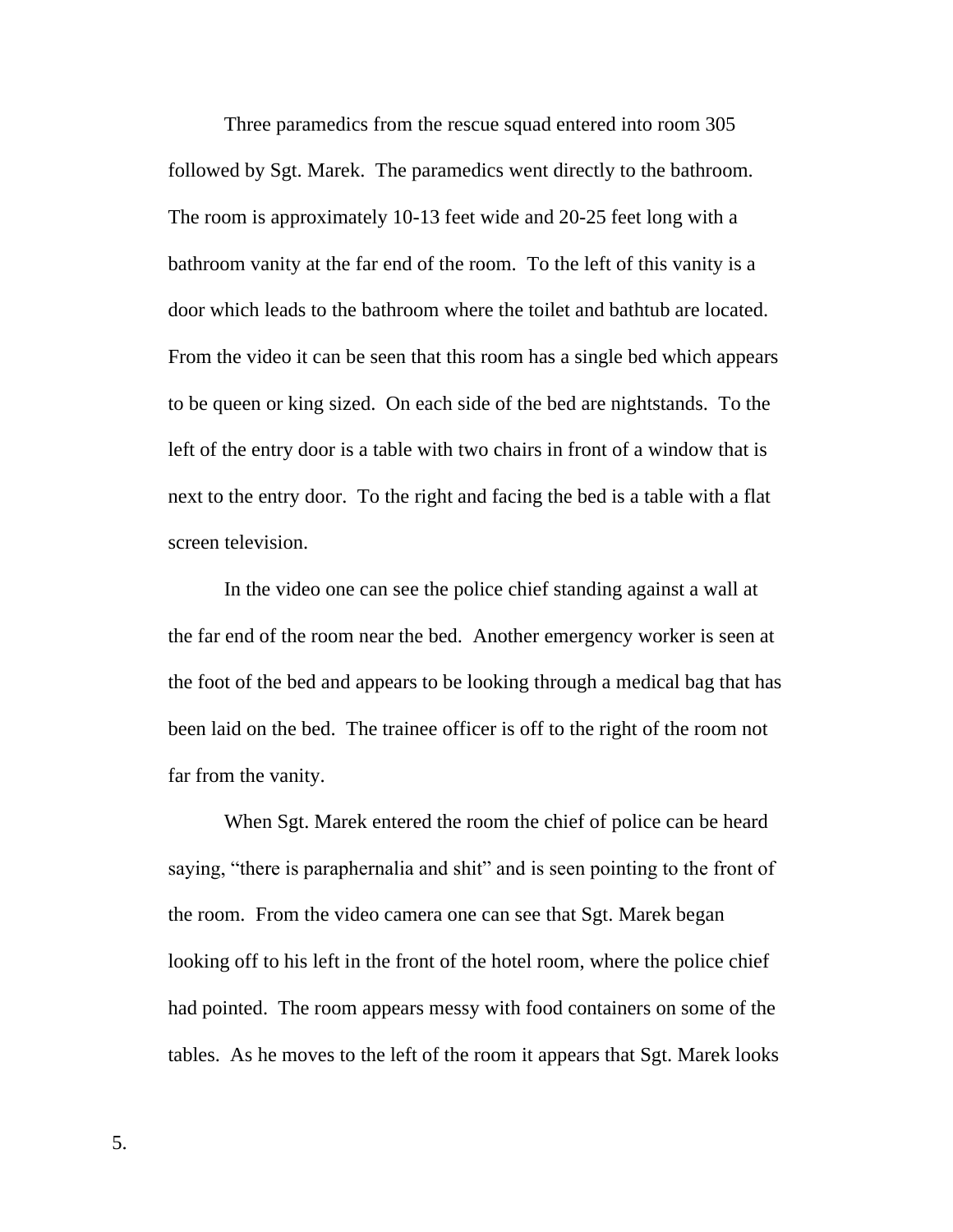Three paramedics from the rescue squad entered into room 305 followed by Sgt. Marek. The paramedics went directly to the bathroom. The room is approximately 10-13 feet wide and 20-25 feet long with a bathroom vanity at the far end of the room. To the left of this vanity is a door which leads to the bathroom where the toilet and bathtub are located. From the video it can be seen that this room has a single bed which appears to be queen or king sized. On each side of the bed are nightstands. To the left of the entry door is a table with two chairs in front of a window that is next to the entry door. To the right and facing the bed is a table with a flat screen television.

In the video one can see the police chief standing against a wall at the far end of the room near the bed. Another emergency worker is seen at the foot of the bed and appears to be looking through a medical bag that has been laid on the bed. The trainee officer is off to the right of the room not far from the vanity.

When Sgt. Marek entered the room the chief of police can be heard saying, "there is paraphernalia and shit" and is seen pointing to the front of the room. From the video camera one can see that Sgt. Marek began looking off to his left in the front of the hotel room, where the police chief had pointed. The room appears messy with food containers on some of the tables. As he moves to the left of the room it appears that Sgt. Marek looks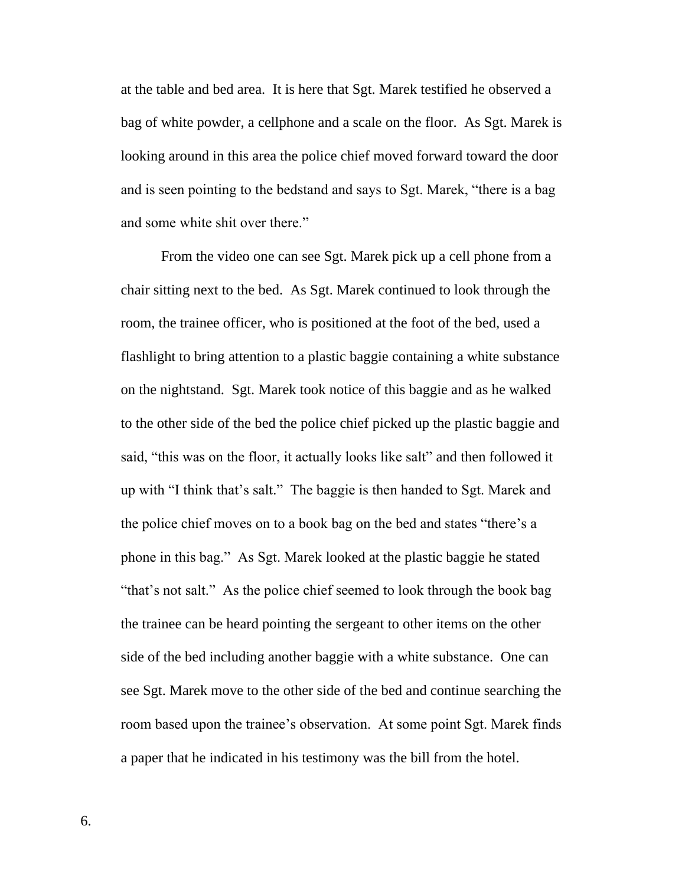at the table and bed area. It is here that Sgt. Marek testified he observed a bag of white powder, a cellphone and a scale on the floor. As Sgt. Marek is looking around in this area the police chief moved forward toward the door and is seen pointing to the bedstand and says to Sgt. Marek, "there is a bag and some white shit over there."

From the video one can see Sgt. Marek pick up a cell phone from a chair sitting next to the bed. As Sgt. Marek continued to look through the room, the trainee officer, who is positioned at the foot of the bed, used a flashlight to bring attention to a plastic baggie containing a white substance on the nightstand. Sgt. Marek took notice of this baggie and as he walked to the other side of the bed the police chief picked up the plastic baggie and said, "this was on the floor, it actually looks like salt" and then followed it up with "I think that's salt." The baggie is then handed to Sgt. Marek and the police chief moves on to a book bag on the bed and states "there's a phone in this bag." As Sgt. Marek looked at the plastic baggie he stated "that's not salt." As the police chief seemed to look through the book bag the trainee can be heard pointing the sergeant to other items on the other side of the bed including another baggie with a white substance. One can see Sgt. Marek move to the other side of the bed and continue searching the room based upon the trainee's observation. At some point Sgt. Marek finds a paper that he indicated in his testimony was the bill from the hotel.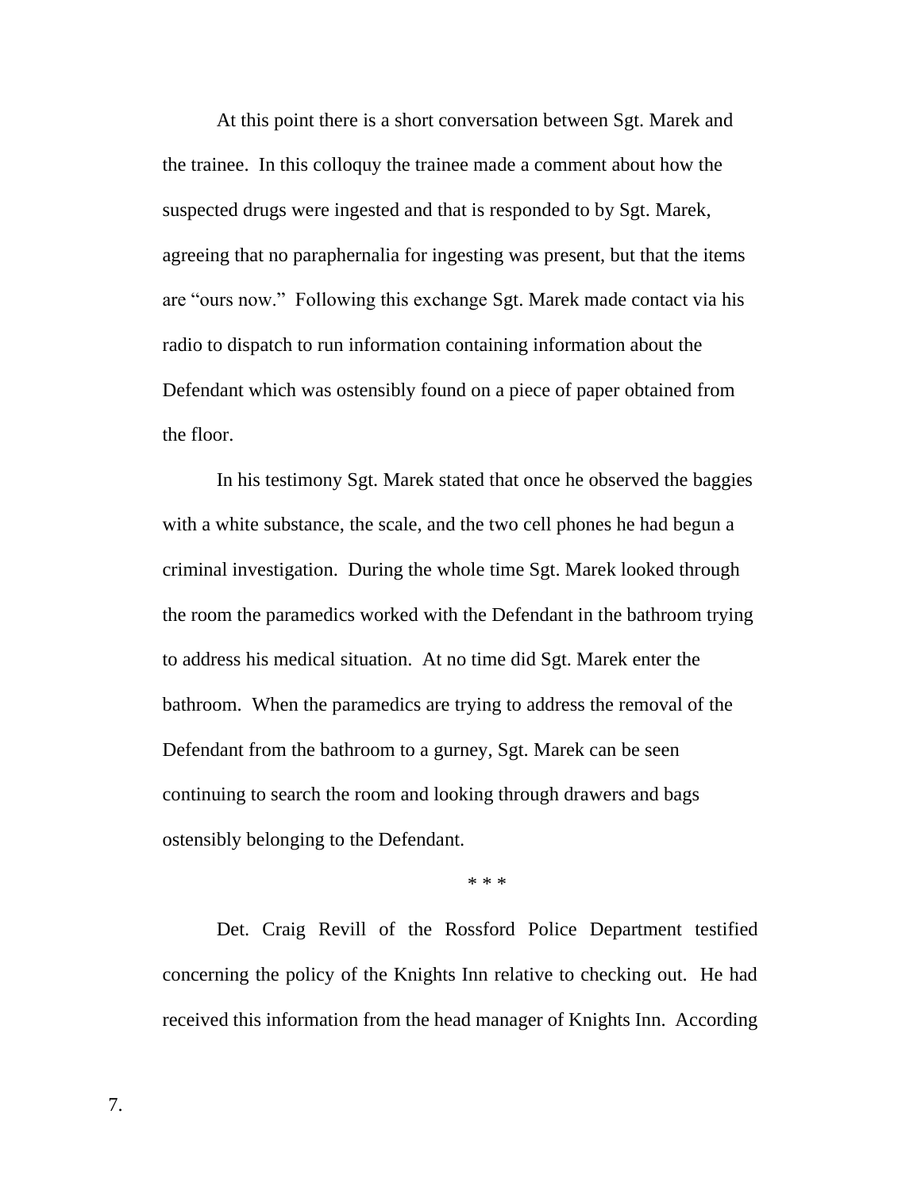At this point there is a short conversation between Sgt. Marek and the trainee. In this colloquy the trainee made a comment about how the suspected drugs were ingested and that is responded to by Sgt. Marek, agreeing that no paraphernalia for ingesting was present, but that the items are "ours now." Following this exchange Sgt. Marek made contact via his radio to dispatch to run information containing information about the Defendant which was ostensibly found on a piece of paper obtained from the floor.

In his testimony Sgt. Marek stated that once he observed the baggies with a white substance, the scale, and the two cell phones he had begun a criminal investigation. During the whole time Sgt. Marek looked through the room the paramedics worked with the Defendant in the bathroom trying to address his medical situation. At no time did Sgt. Marek enter the bathroom. When the paramedics are trying to address the removal of the Defendant from the bathroom to a gurney, Sgt. Marek can be seen continuing to search the room and looking through drawers and bags ostensibly belonging to the Defendant.

\* \* \*

Det. Craig Revill of the Rossford Police Department testified concerning the policy of the Knights Inn relative to checking out. He had received this information from the head manager of Knights Inn. According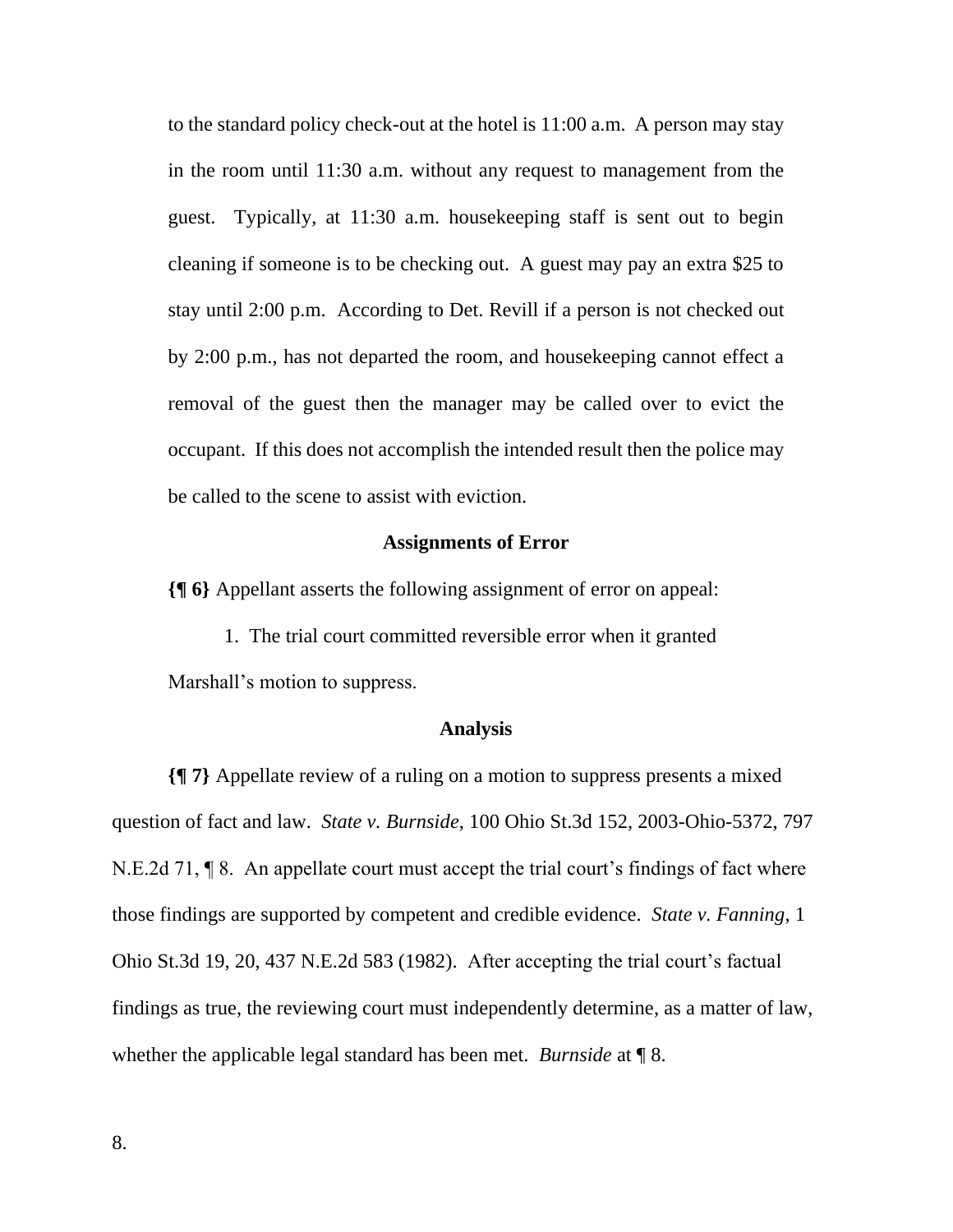to the standard policy check-out at the hotel is 11:00 a.m. A person may stay in the room until 11:30 a.m. without any request to management from the guest. Typically, at 11:30 a.m. housekeeping staff is sent out to begin cleaning if someone is to be checking out. A guest may pay an extra $25 to stay until 2:00 p.m. According to Det. Revill if a person is not checked out by 2:00 p.m., has not departed the room, and housekeeping cannot effect a removal of the guest then the manager may be called over to evict the occupant. If this does not accomplish the intended result then the police may be called to the scene to assist with eviction.

### Assignments of Error

**{¶ 6}** Appellant asserts the following assignment of error on appeal:

1. The trial court committed reversible error when it granted Marshall's motion to suppress.

### Analysis

**{¶ 7}** Appellate review of a ruling on a motion to suppress presents a mixed question of fact and law. *State v. Burnside*, 100 Ohio St.3d 152, 2003-Ohio-5372, 797 N.E.2d 71, ¶ 8. An appellate court must accept the trial court's findings of fact where those findings are supported by competent and credible evidence. *State v. Fanning*, 1 Ohio St.3d 19, 20, 437 N.E.2d 583 (1982). After accepting the trial court's factual findings as true, the reviewing court must independently determine, as a matter of law, whether the applicable legal standard has been met. *Burnside* at ¶ 8.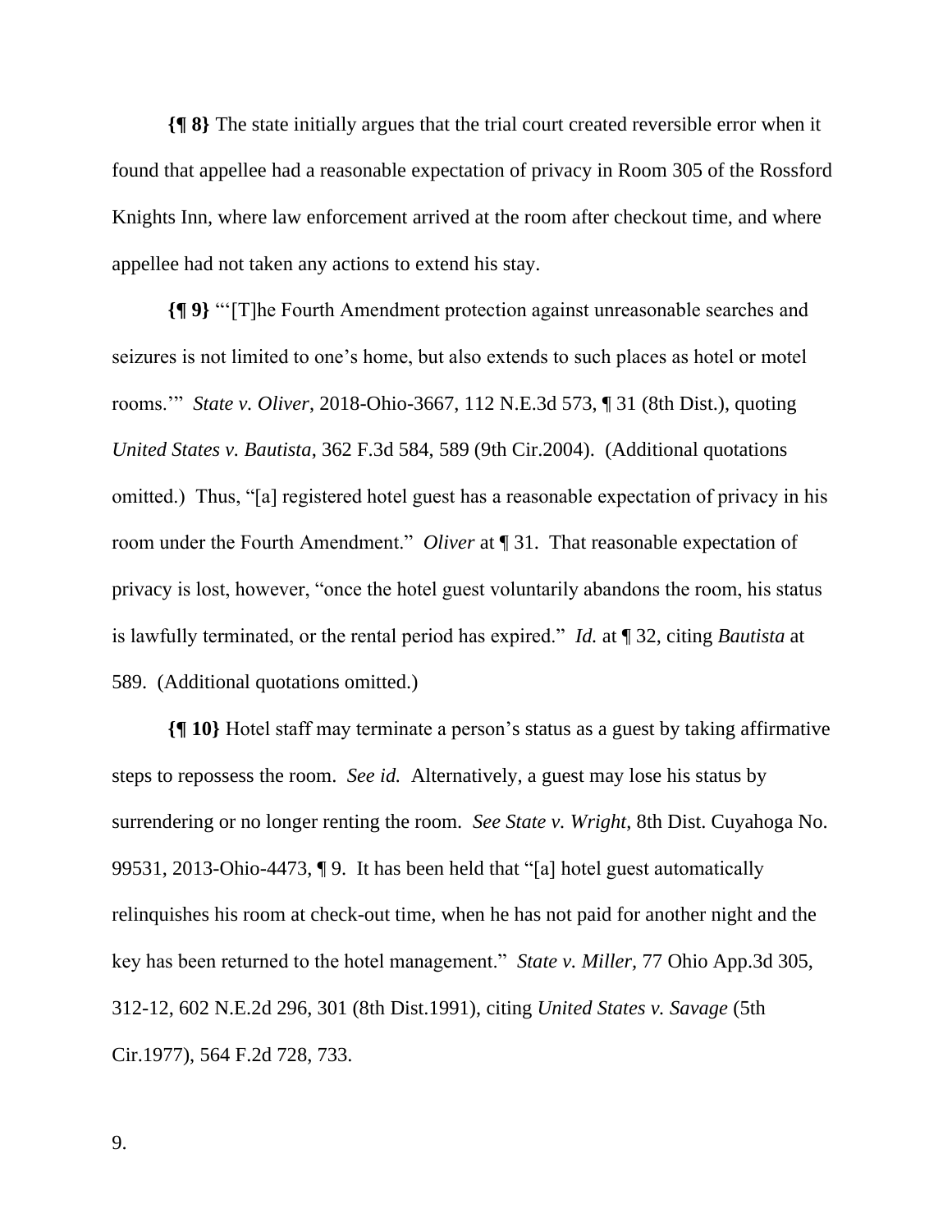**{¶ 8}** The state initially argues that the trial court created reversible error when it found that appellee had a reasonable expectation of privacy in Room 305 of the Rossford Knights Inn, where law enforcement arrived at the room after checkout time, and where appellee had not taken any actions to extend his stay.

**{¶ 9}** "'[T]he Fourth Amendment protection against unreasonable searches and seizures is not limited to one's home, but also extends to such places as hotel or motel rooms.'" *State v. Oliver*, 2018-Ohio-3667, 112 N.E.3d 573, ¶ 31 (8th Dist.), quoting *United States v. Bautista*, 362 F.3d 584, 589 (9th Cir.2004). (Additional quotations omitted.) Thus, "[a] registered hotel guest has a reasonable expectation of privacy in his room under the Fourth Amendment." *Oliver* at ¶ 31. That reasonable expectation of privacy is lost, however, "once the hotel guest voluntarily abandons the room, his status is lawfully terminated, or the rental period has expired." *Id.* at ¶ 32, citing *Bautista* at 589. (Additional quotations omitted.)

**{¶ 10}** Hotel staff may terminate a person's status as a guest by taking affirmative steps to repossess the room. *See id.* Alternatively, a guest may lose his status by surrendering or no longer renting the room. *See State v. Wright*, 8th Dist. Cuyahoga No. 99531, 2013-Ohio-4473, ¶ 9. It has been held that "[a] hotel guest automatically relinquishes his room at check-out time, when he has not paid for another night and the key has been returned to the hotel management." *State v. Miller*, 77 Ohio App.3d 305, 312-12, 602 N.E.2d 296, 301 (8th Dist.1991), citing *United States v. Savage* (5th Cir.1977), 564 F.2d 728, 733.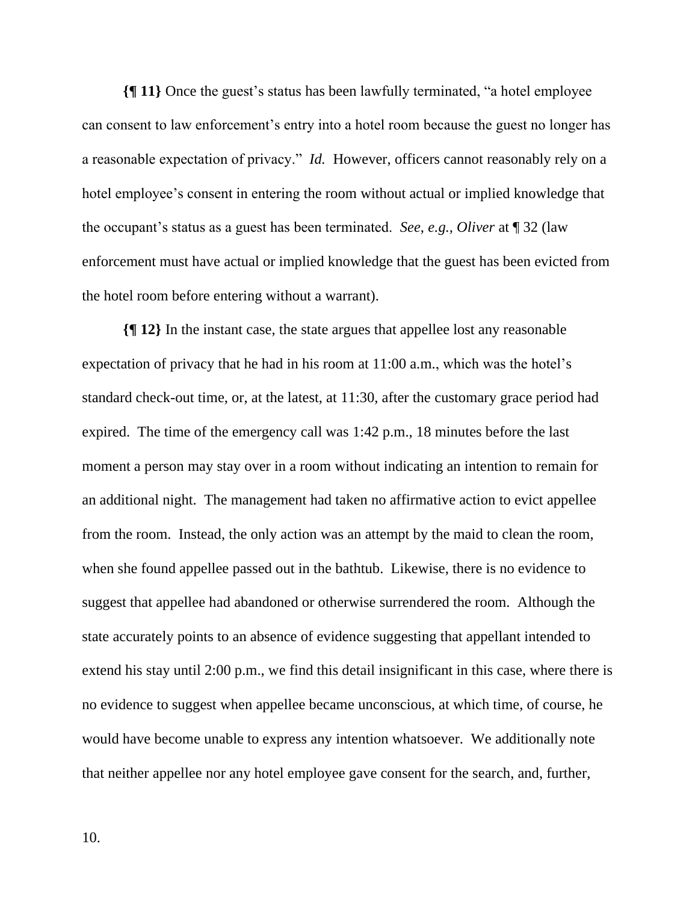**{¶ 11}** Once the guest's status has been lawfully terminated, "a hotel employee can consent to law enforcement's entry into a hotel room because the guest no longer has a reasonable expectation of privacy." *Id.* However, officers cannot reasonably rely on a hotel employee's consent in entering the room without actual or implied knowledge that the occupant's status as a guest has been terminated. *See, e.g., Oliver* at ¶ 32 (law enforcement must have actual or implied knowledge that the guest has been evicted from the hotel room before entering without a warrant).

**{¶ 12}** In the instant case, the state argues that appellee lost any reasonable expectation of privacy that he had in his room at 11:00 a.m., which was the hotel's standard check-out time, or, at the latest, at 11:30, after the customary grace period had expired. The time of the emergency call was 1:42 p.m., 18 minutes before the last moment a person may stay over in a room without indicating an intention to remain for an additional night. The management had taken no affirmative action to evict appellee from the room. Instead, the only action was an attempt by the maid to clean the room, when she found appellee passed out in the bathtub. Likewise, there is no evidence to suggest that appellee had abandoned or otherwise surrendered the room. Although the state accurately points to an absence of evidence suggesting that appellant intended to extend his stay until 2:00 p.m., we find this detail insignificant in this case, where there is no evidence to suggest when appellee became unconscious, at which time, of course, he would have become unable to express any intention whatsoever. We additionally note that neither appellee nor any hotel employee gave consent for the search, and, further,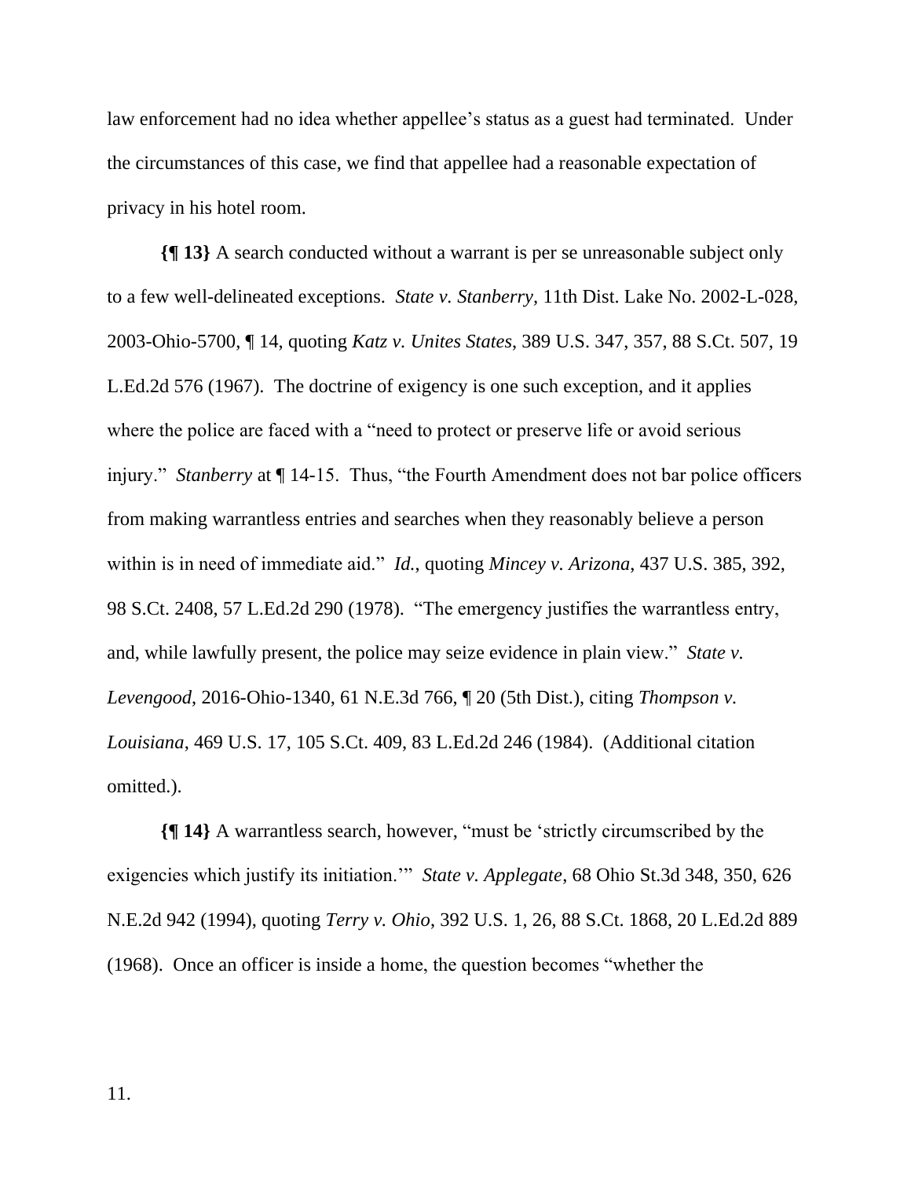law enforcement had no idea whether appellee's status as a guest had terminated. Under the circumstances of this case, we find that appellee had a reasonable expectation of privacy in his hotel room.

**{¶ 13}** A search conducted without a warrant is per se unreasonable subject only to a few well-delineated exceptions. *State v. Stanberry*, 11th Dist. Lake No. 2002-L-028, 2003-Ohio-5700, ¶ 14, quoting *Katz v. Unites States*, 389 U.S. 347, 357, 88 S.Ct. 507, 19 L.Ed.2d 576 (1967). The doctrine of exigency is one such exception, and it applies where the police are faced with a "need to protect or preserve life or avoid serious injury." *Stanberry* at ¶ 14-15. Thus, "the Fourth Amendment does not bar police officers from making warrantless entries and searches when they reasonably believe a person within is in need of immediate aid." *Id.*, quoting *Mincey v. Arizona*, 437 U.S. 385, 392, 98 S.Ct. 2408, 57 L.Ed.2d 290 (1978). "The emergency justifies the warrantless entry, and, while lawfully present, the police may seize evidence in plain view." *State v. Levengood*, 2016-Ohio-1340, 61 N.E.3d 766, ¶ 20 (5th Dist.), citing *Thompson v. Louisiana*, 469 U.S. 17, 105 S.Ct. 409, 83 L.Ed.2d 246 (1984). (Additional citation omitted.).

**{¶ 14}** A warrantless search, however, "must be 'strictly circumscribed by the exigencies which justify its initiation.'" *State v. Applegate*, 68 Ohio St.3d 348, 350, 626 N.E.2d 942 (1994), quoting *Terry v. Ohio*, 392 U.S. 1, 26, 88 S.Ct. 1868, 20 L.Ed.2d 889 (1968). Once an officer is inside a home, the question becomes "whether the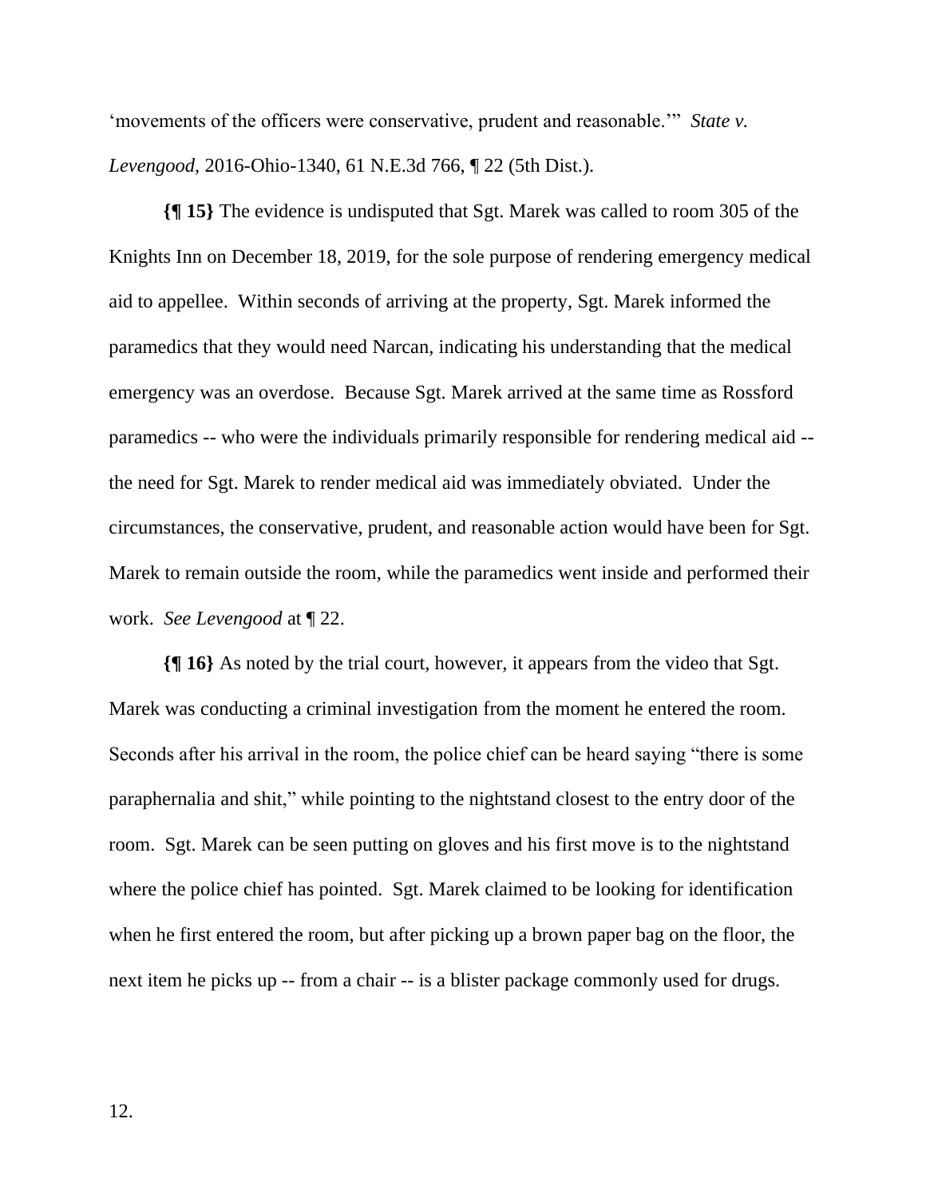'movements of the officers were conservative, prudent and reasonable.'" *State v. Levengood*, 2016-Ohio-1340, 61 N.E.3d 766, ¶ 22 (5th Dist.).

**{¶ 15}** The evidence is undisputed that Sgt. Marek was called to room 305 of the Knights Inn on December 18, 2019, for the sole purpose of rendering emergency medical aid to appellee. Within seconds of arriving at the property, Sgt. Marek informed the paramedics that they would need Narcan, indicating his understanding that the medical emergency was an overdose. Because Sgt. Marek arrived at the same time as Rossford paramedics -- who were the individuals primarily responsible for rendering medical aid -- the need for Sgt. Marek to render medical aid was immediately obviated. Under the circumstances, the conservative, prudent, and reasonable action would have been for Sgt. Marek to remain outside the room, while the paramedics went inside and performed their work. *See Levengood* at ¶ 22.

**{¶ 16}** As noted by the trial court, however, it appears from the video that Sgt. Marek was conducting a criminal investigation from the moment he entered the room. Seconds after his arrival in the room, the police chief can be heard saying "there is some paraphernalia and shit," while pointing to the nightstand closest to the entry door of the room. Sgt. Marek can be seen putting on gloves and his first move is to the nightstand where the police chief has pointed. Sgt. Marek claimed to be looking for identification when he first entered the room, but after picking up a brown paper bag on the floor, the next item he picks up -- from a chair -- is a blister package commonly used for drugs.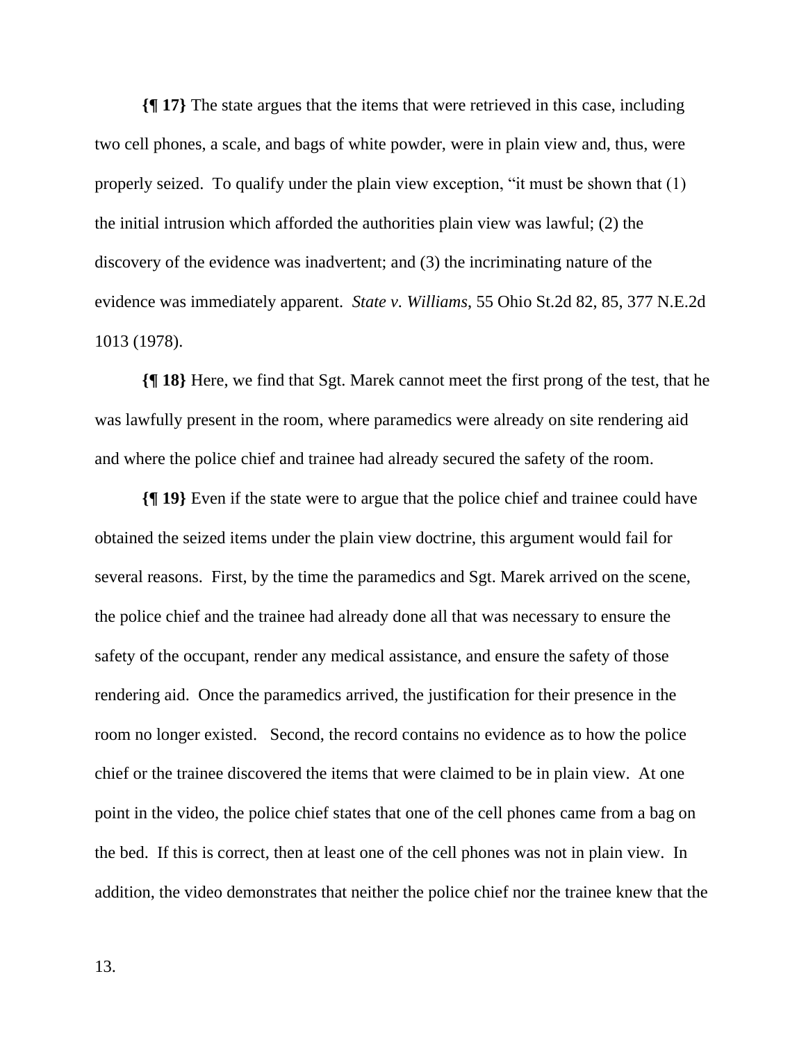**{¶ 17}** The state argues that the items that were retrieved in this case, including two cell phones, a scale, and bags of white powder, were in plain view and, thus, were properly seized. To qualify under the plain view exception, "it must be shown that (1) the initial intrusion which afforded the authorities plain view was lawful; (2) the discovery of the evidence was inadvertent; and (3) the incriminating nature of the evidence was immediately apparent. *State v. Williams*, 55 Ohio St.2d 82, 85, 377 N.E.2d 1013 (1978).

**{¶ 18}** Here, we find that Sgt. Marek cannot meet the first prong of the test, that he was lawfully present in the room, where paramedics were already on site rendering aid and where the police chief and trainee had already secured the safety of the room.

**{¶ 19}** Even if the state were to argue that the police chief and trainee could have obtained the seized items under the plain view doctrine, this argument would fail for several reasons. First, by the time the paramedics and Sgt. Marek arrived on the scene, the police chief and the trainee had already done all that was necessary to ensure the safety of the occupant, render any medical assistance, and ensure the safety of those rendering aid. Once the paramedics arrived, the justification for their presence in the room no longer existed. Second, the record contains no evidence as to how the police chief or the trainee discovered the items that were claimed to be in plain view. At one point in the video, the police chief states that one of the cell phones came from a bag on the bed. If this is correct, then at least one of the cell phones was not in plain view. In addition, the video demonstrates that neither the police chief nor the trainee knew that the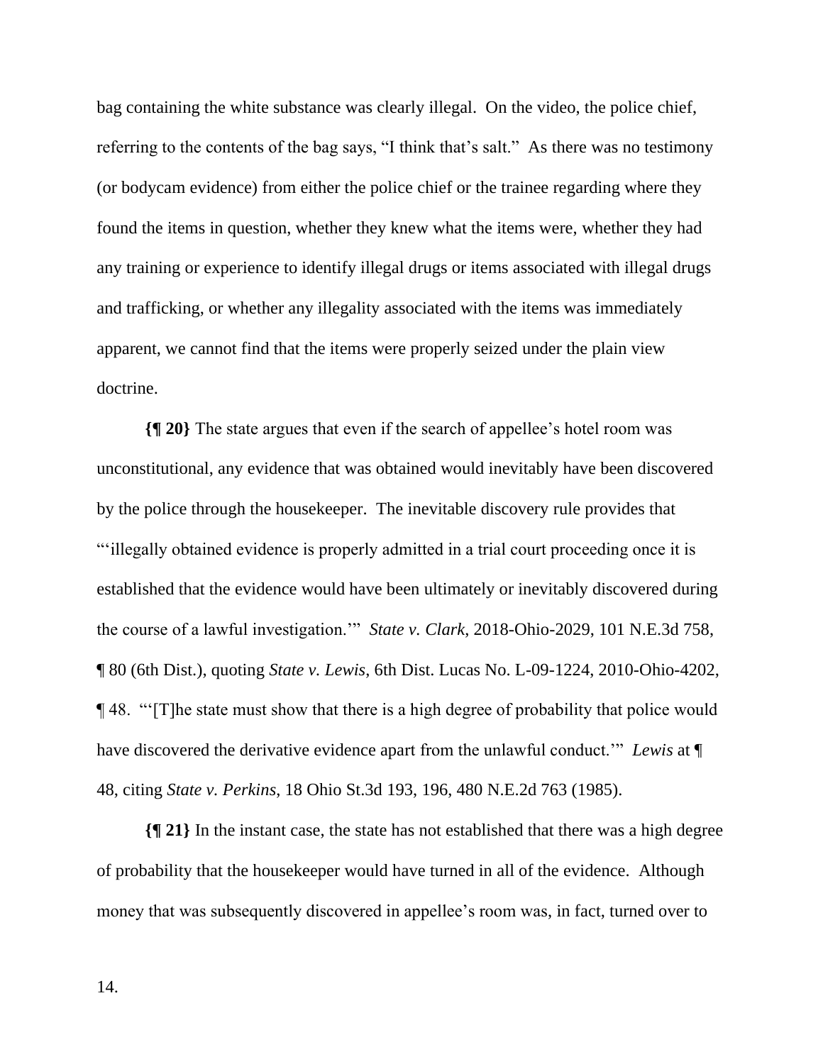bag containing the white substance was clearly illegal. On the video, the police chief, referring to the contents of the bag says, "I think that's salt." As there was no testimony (or bodycam evidence) from either the police chief or the trainee regarding where they found the items in question, whether they knew what the items were, whether they had any training or experience to identify illegal drugs or items associated with illegal drugs and trafficking, or whether any illegality associated with the items was immediately apparent, we cannot find that the items were properly seized under the plain view doctrine.

**{¶ 20}** The state argues that even if the search of appellee's hotel room was unconstitutional, any evidence that was obtained would inevitably have been discovered by the police through the housekeeper. The inevitable discovery rule provides that "'illegally obtained evidence is properly admitted in a trial court proceeding once it is established that the evidence would have been ultimately or inevitably discovered during the course of a lawful investigation.'" *State v. Clark*, 2018-Ohio-2029, 101 N.E.3d 758, ¶ 80 (6th Dist.), quoting *State v. Lewis*, 6th Dist. Lucas No. L-09-1224, 2010-Ohio-4202, ¶ 48. "'[T]he state must show that there is a high degree of probability that police would have discovered the derivative evidence apart from the unlawful conduct.'" *Lewis* at ¶ 48, citing *State v. Perkins*, 18 Ohio St.3d 193, 196, 480 N.E.2d 763 (1985).

**{¶ 21}** In the instant case, the state has not established that there was a high degree of probability that the housekeeper would have turned in all of the evidence. Although money that was subsequently discovered in appellee's room was, in fact, turned over to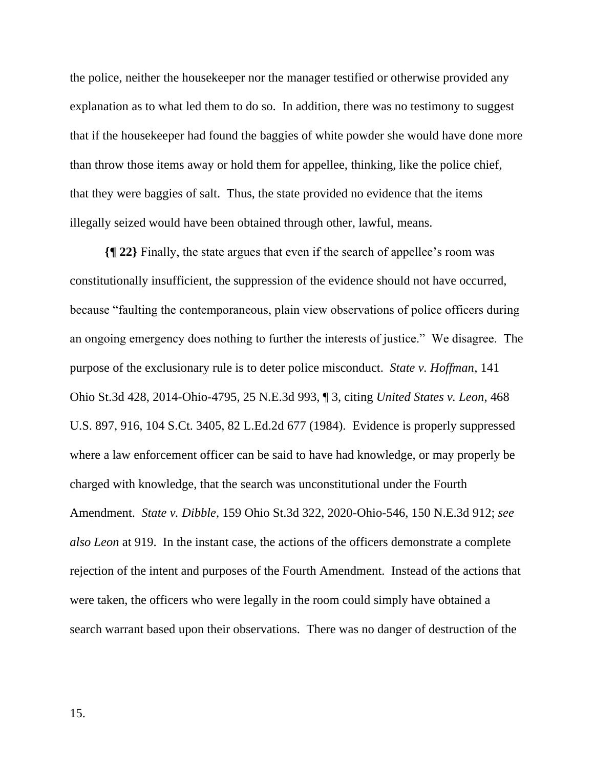the police, neither the housekeeper nor the manager testified or otherwise provided any explanation as to what led them to do so. In addition, there was no testimony to suggest that if the housekeeper had found the baggies of white powder she would have done more than throw those items away or hold them for appellee, thinking, like the police chief, that they were baggies of salt. Thus, the state provided no evidence that the items illegally seized would have been obtained through other, lawful, means.

**{¶ 22}** Finally, the state argues that even if the search of appellee's room was constitutionally insufficient, the suppression of the evidence should not have occurred, because "faulting the contemporaneous, plain view observations of police officers during an ongoing emergency does nothing to further the interests of justice." We disagree. The purpose of the exclusionary rule is to deter police misconduct. *State v. Hoffman*, 141 Ohio St.3d 428, 2014-Ohio-4795, 25 N.E.3d 993, ¶ 3, citing *United States v. Leon*, 468 U.S. 897, 916, 104 S.Ct. 3405, 82 L.Ed.2d 677 (1984). Evidence is properly suppressed where a law enforcement officer can be said to have had knowledge, or may properly be charged with knowledge, that the search was unconstitutional under the Fourth Amendment. *State v. Dibble*, 159 Ohio St.3d 322, 2020-Ohio-546, 150 N.E.3d 912; *see also Leon* at 919. In the instant case, the actions of the officers demonstrate a complete rejection of the intent and purposes of the Fourth Amendment. Instead of the actions that were taken, the officers who were legally in the room could simply have obtained a search warrant based upon their observations. There was no danger of destruction of the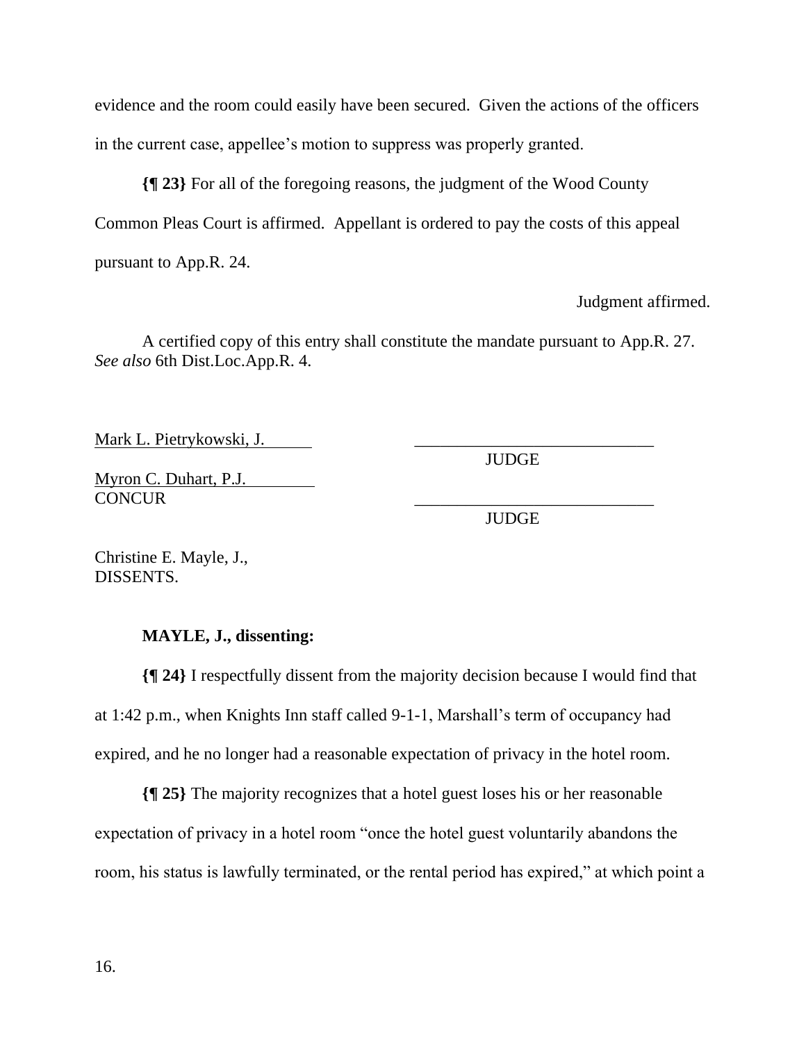evidence and the room could easily have been secured. Given the actions of the officers in the current case, appellee's motion to suppress was properly granted.

**{¶ 23}** For all of the foregoing reasons, the judgment of the Wood County Common Pleas Court is affirmed. Appellant is ordered to pay the costs of this appeal pursuant to App.R. 24.

Judgment affirmed.

A certified copy of this entry shall constitute the mandate pursuant to App.R. 27. *See also* 6th Dist.Loc.App.R. 4.

Mark L. Pietrykowski, J. _______________________________
JUDGE

Myron C. Duhart, P.J.
CONCUR _______________________________
JUDGE

Christine E. Mayle, J.,
DISSENTS.

**MAYLE, J., dissenting:**

**{¶ 24}** I respectfully dissent from the majority decision because I would find that at 1:42 p.m., when Knights Inn staff called 9-1-1, Marshall's term of occupancy had expired, and he no longer had a reasonable expectation of privacy in the hotel room.

**{¶ 25}** The majority recognizes that a hotel guest loses his or her reasonable expectation of privacy in a hotel room "once the hotel guest voluntarily abandons the room, his status is lawfully terminated, or the rental period has expired," at which point a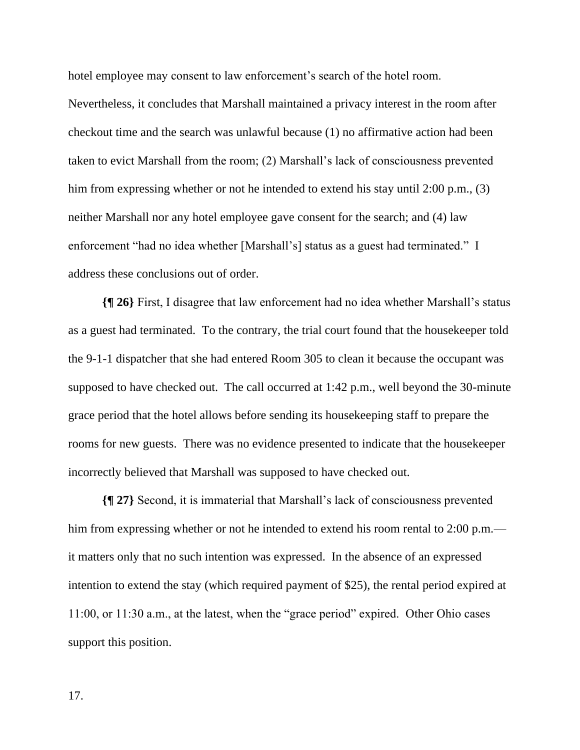hotel employee may consent to law enforcement's search of the hotel room. Nevertheless, it concludes that Marshall maintained a privacy interest in the room after checkout time and the search was unlawful because (1) no affirmative action had been taken to evict Marshall from the room; (2) Marshall's lack of consciousness prevented him from expressing whether or not he intended to extend his stay until 2:00 p.m., (3) neither Marshall nor any hotel employee gave consent for the search; and (4) law enforcement "had no idea whether [Marshall's] status as a guest had terminated." I address these conclusions out of order.

**{¶ 26}** First, I disagree that law enforcement had no idea whether Marshall's status as a guest had terminated. To the contrary, the trial court found that the housekeeper told the 9-1-1 dispatcher that she had entered Room 305 to clean it because the occupant was supposed to have checked out. The call occurred at 1:42 p.m., well beyond the 30-minute grace period that the hotel allows before sending its housekeeping staff to prepare the rooms for new guests. There was no evidence presented to indicate that the housekeeper incorrectly believed that Marshall was supposed to have checked out.

**{¶ 27}** Second, it is immaterial that Marshall's lack of consciousness prevented him from expressing whether or not he intended to extend his room rental to 2:00 p.m.—it matters only that no such intention was expressed. In the absence of an expressed intention to extend the stay (which required payment of $25), the rental period expired at 11:00, or 11:30 a.m., at the latest, when the "grace period" expired. Other Ohio cases support this position.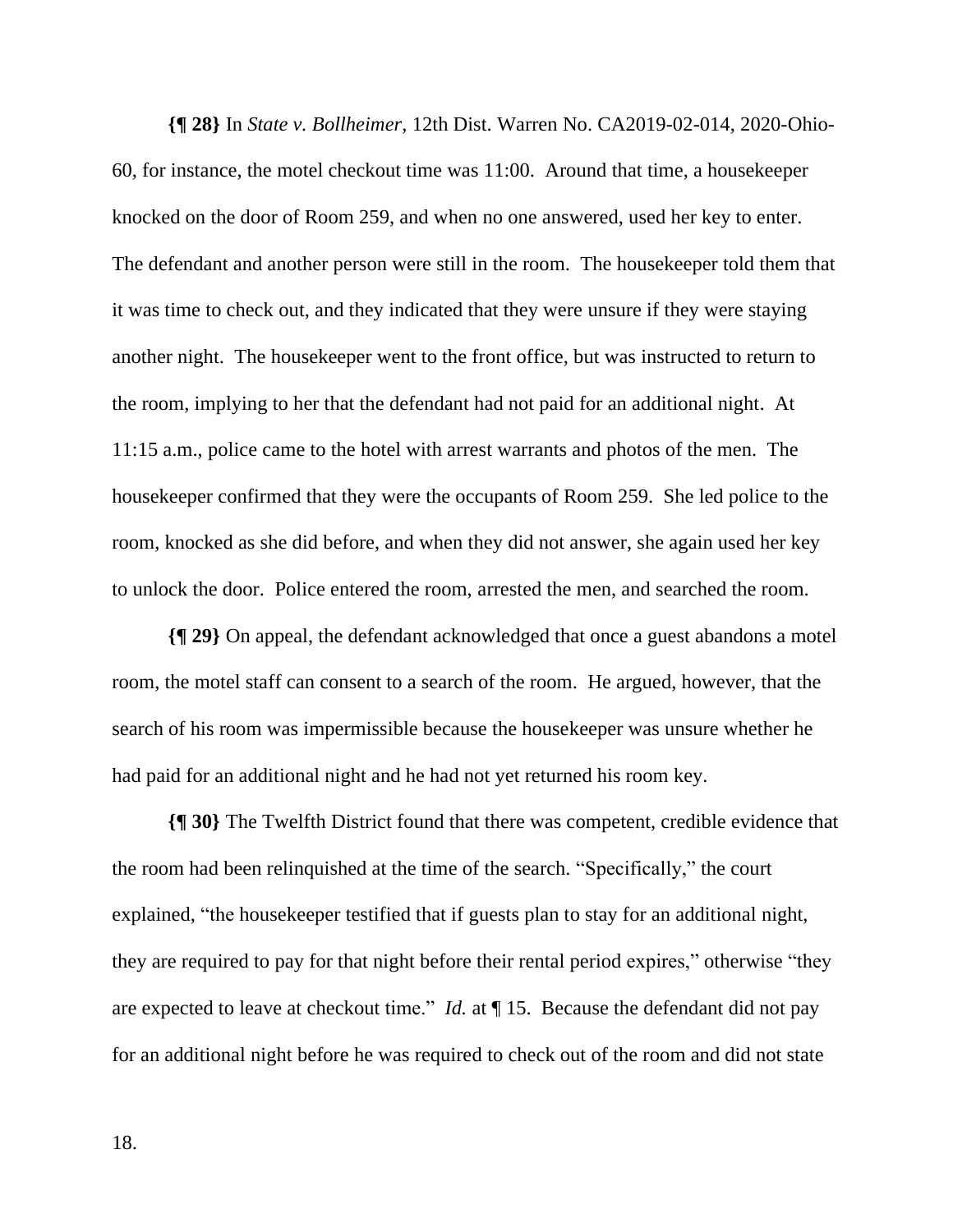**{¶ 28}** In *State v. Bollheimer*, 12th Dist. Warren No. CA2019-02-014, 2020-Ohio-60, for instance, the motel checkout time was 11:00. Around that time, a housekeeper knocked on the door of Room 259, and when no one answered, used her key to enter. The defendant and another person were still in the room. The housekeeper told them that it was time to check out, and they indicated that they were unsure if they were staying another night. The housekeeper went to the front office, but was instructed to return to the room, implying to her that the defendant had not paid for an additional night. At 11:15 a.m., police came to the hotel with arrest warrants and photos of the men. The housekeeper confirmed that they were the occupants of Room 259. She led police to the room, knocked as she did before, and when they did not answer, she again used her key to unlock the door. Police entered the room, arrested the men, and searched the room.

**{¶ 29}** On appeal, the defendant acknowledged that once a guest abandons a motel room, the motel staff can consent to a search of the room. He argued, however, that the search of his room was impermissible because the housekeeper was unsure whether he had paid for an additional night and he had not yet returned his room key.

**{¶ 30}** The Twelfth District found that there was competent, credible evidence that the room had been relinquished at the time of the search. "Specifically," the court explained, "the housekeeper testified that if guests plan to stay for an additional night, they are required to pay for that night before their rental period expires," otherwise "they are expected to leave at checkout time." *Id.* at ¶ 15. Because the defendant did not pay for an additional night before he was required to check out of the room and did not state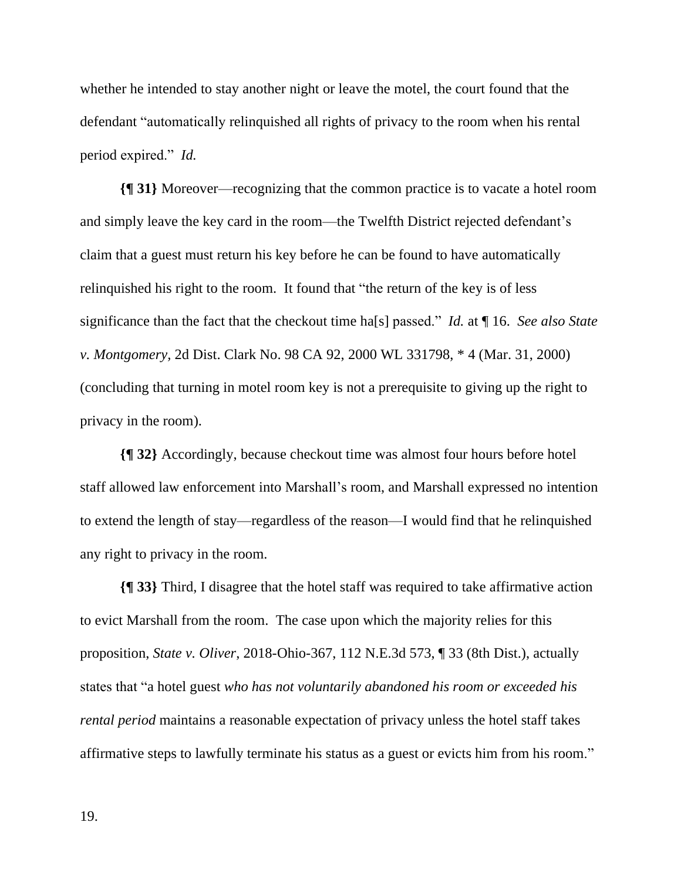whether he intended to stay another night or leave the motel, the court found that the defendant "automatically relinquished all rights of privacy to the room when his rental period expired." *Id.*

**{¶ 31}** Moreover—recognizing that the common practice is to vacate a hotel room and simply leave the key card in the room—the Twelfth District rejected defendant's claim that a guest must return his key before he can be found to have automatically relinquished his right to the room. It found that "the return of the key is of less significance than the fact that the checkout time ha[s] passed." *Id.* at ¶ 16. *See also State v. Montgomery*, 2d Dist. Clark No. 98 CA 92, 2000 WL 331798, * 4 (Mar. 31, 2000) (concluding that turning in motel room key is not a prerequisite to giving up the right to privacy in the room).

**{¶ 32}** Accordingly, because checkout time was almost four hours before hotel staff allowed law enforcement into Marshall's room, and Marshall expressed no intention to extend the length of stay—regardless of the reason—I would find that he relinquished any right to privacy in the room.

**{¶ 33}** Third, I disagree that the hotel staff was required to take affirmative action to evict Marshall from the room. The case upon which the majority relies for this proposition, *State v. Oliver*, 2018-Ohio-367, 112 N.E.3d 573, ¶ 33 (8th Dist.), actually states that "a hotel guest *who has not voluntarily abandoned his room or exceeded his rental period* maintains a reasonable expectation of privacy unless the hotel staff takes affirmative steps to lawfully terminate his status as a guest or evicts him from his room."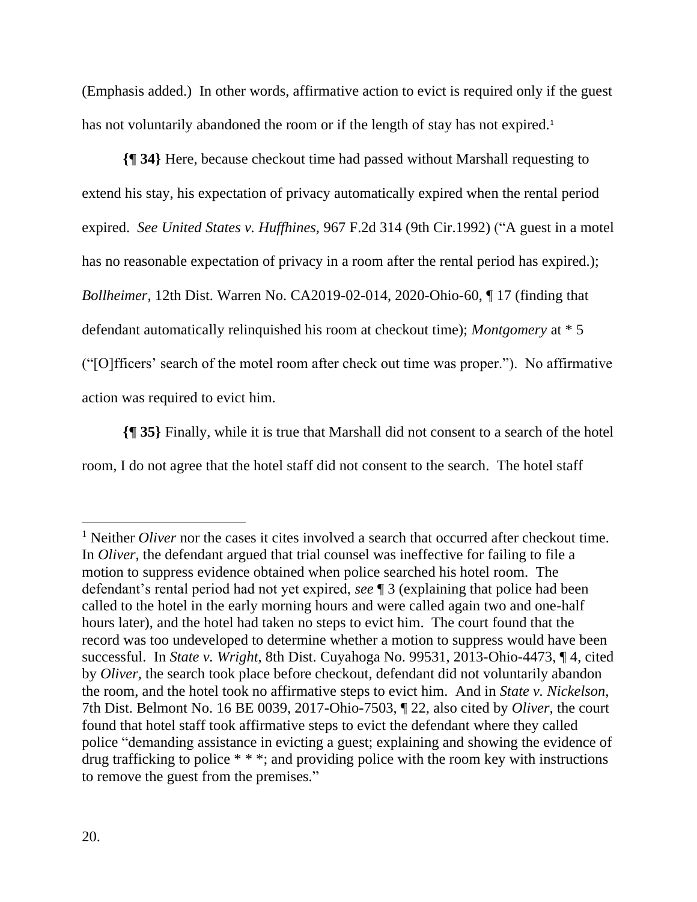(Emphasis added.) In other words, affirmative action to evict is required only if the guest has not voluntarily abandoned the room or if the length of stay has not expired.[1]

**{¶ 34}** Here, because checkout time had passed without Marshall requesting to extend his stay, his expectation of privacy automatically expired when the rental period expired. *See United States v. Huffhines*, 967 F.2d 314 (9th Cir.1992) ("A guest in a motel has no reasonable expectation of privacy in a room after the rental period has expired.); *Bollheimer*, 12th Dist. Warren No. CA2019-02-014, 2020-Ohio-60, ¶ 17 (finding that defendant automatically relinquished his room at checkout time); *Montgomery* at * 5 ("[O]fficers' search of the motel room after check out time was proper."). No affirmative action was required to evict him.

**{¶ 35}** Finally, while it is true that Marshall did not consent to a search of the hotel room, I do not agree that the hotel staff did not consent to the search. The hotel staff

---

[1] Neither *Oliver* nor the cases it cites involved a search that occurred after checkout time. In *Oliver*, the defendant argued that trial counsel was ineffective for failing to file a motion to suppress evidence obtained when police searched his hotel room. The defendant's rental period had not yet expired, *see* ¶ 3 (explaining that police had been called to the hotel in the early morning hours and were called again two and one-half hours later), and the hotel had taken no steps to evict him. The court found that the record was too undeveloped to determine whether a motion to suppress would have been successful. In *State v. Wright*, 8th Dist. Cuyahoga No. 99531, 2013-Ohio-4473, ¶ 4, cited by *Oliver*, the search took place before checkout, defendant did not voluntarily abandon the room, and the hotel took no affirmative steps to evict him. And in *State v. Nickelson*, 7th Dist. Belmont No. 16 BE 0039, 2017-Ohio-7503, ¶ 22, also cited by *Oliver*, the court found that hotel staff took affirmative steps to evict the defendant where they called police "demanding assistance in evicting a guest; explaining and showing the evidence of drug trafficking to police * * *; and providing police with the room key with instructions to remove the guest from the premises."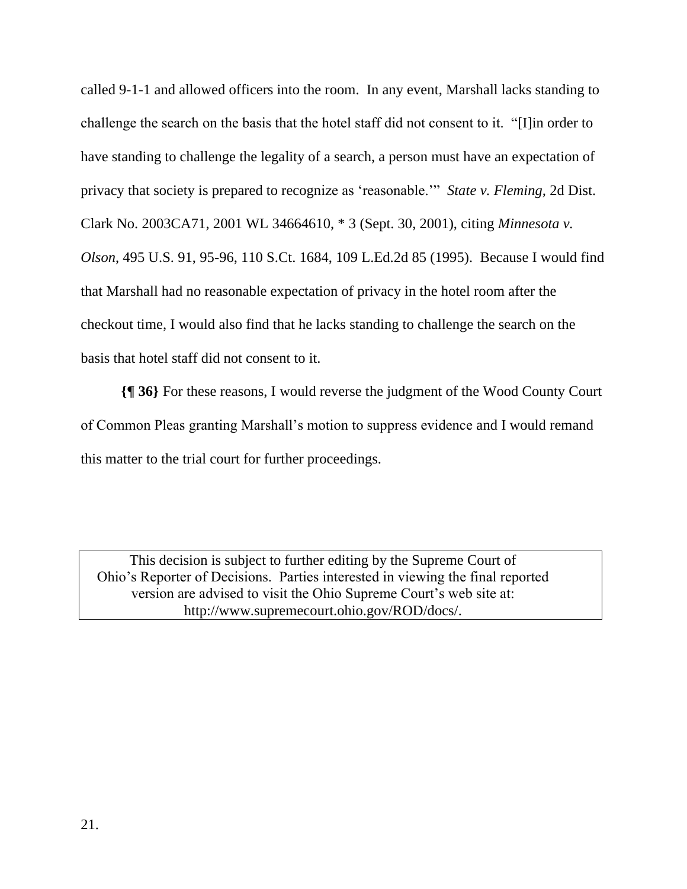called 9-1-1 and allowed officers into the room. In any event, Marshall lacks standing to challenge the search on the basis that the hotel staff did not consent to it. "[I]in order to have standing to challenge the legality of a search, a person must have an expectation of privacy that society is prepared to recognize as 'reasonable.'" *State v. Fleming*, 2d Dist. Clark No. 2003CA71, 2001 WL 34664610, * 3 (Sept. 30, 2001), citing *Minnesota v. Olson*, 495 U.S. 91, 95-96, 110 S.Ct. 1684, 109 L.Ed.2d 85 (1995). Because I would find that Marshall had no reasonable expectation of privacy in the hotel room after the checkout time, I would also find that he lacks standing to challenge the search on the basis that hotel staff did not consent to it.

**{¶ 36}** For these reasons, I would reverse the judgment of the Wood County Court of Common Pleas granting Marshall's motion to suppress evidence and I would remand this matter to the trial court for further proceedings.

This decision is subject to further editing by the Supreme Court of Ohio's Reporter of Decisions. Parties interested in viewing the final reported version are advised to visit the Ohio Supreme Court's web site at: http://www.supremecourt.ohio.gov/ROD/docs/.